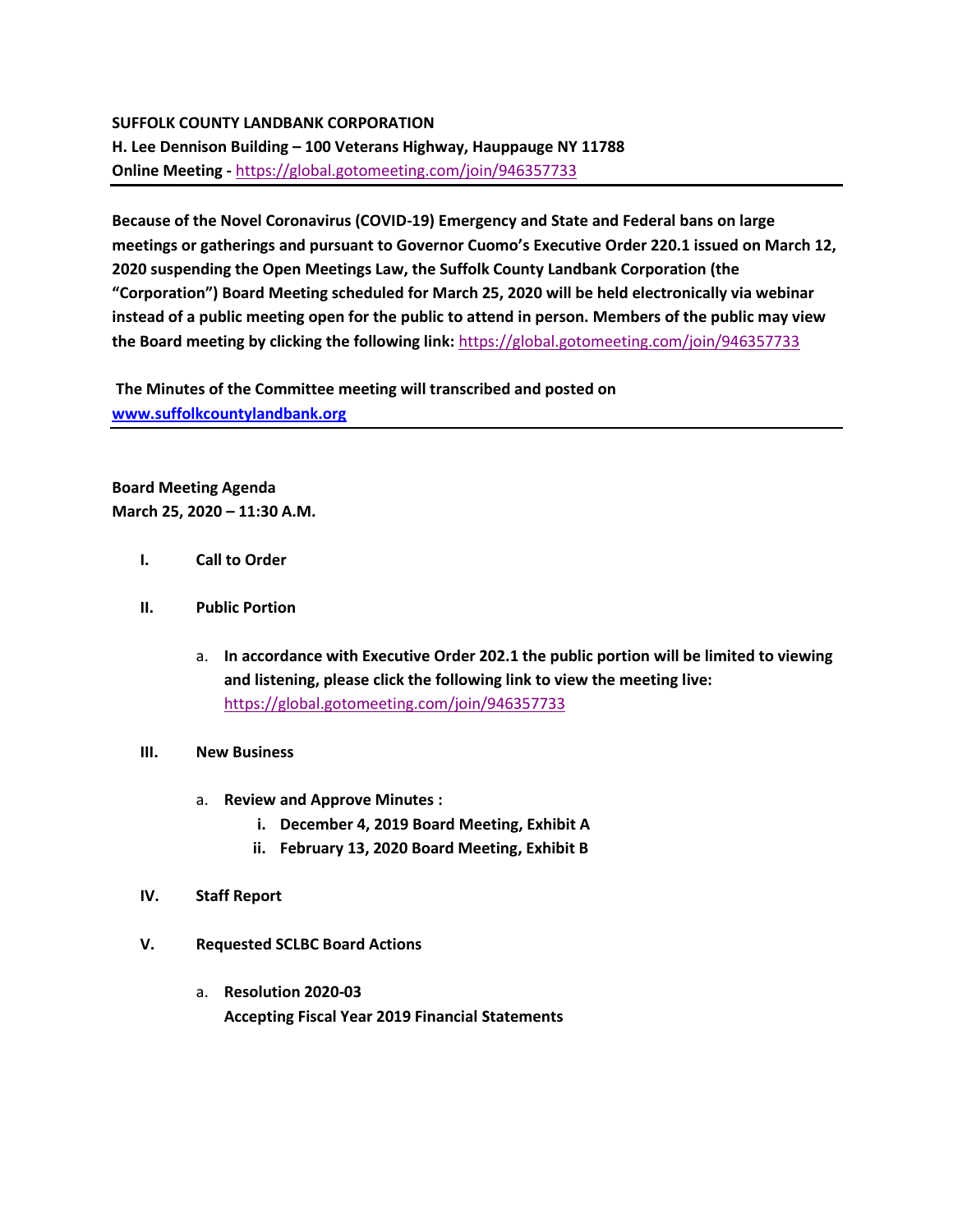**SUFFOLK COUNTY LANDBANK CORPORATION**
**H. Lee Dennison Building – 100 Veterans Highway, Hauppauge NY 11788**
**Online Meeting -** https://global.gotomeeting.com/join/946357733

---

**Because of the Novel Coronavirus (COVID-19) Emergency and State and Federal bans on large meetings or gatherings and pursuant to Governor Cuomo's Executive Order 220.1 issued on March 12, 2020 suspending the Open Meetings Law, the Suffolk County Landbank Corporation (the "Corporation") Board Meeting scheduled for March 25, 2020 will be held electronically via webinar instead of a public meeting open for the public to attend in person. Members of the public may view the Board meeting by clicking the following link:** https://global.gotomeeting.com/join/946357733

**The Minutes of the Committee meeting will transcribed and posted on** **www.suffolkcountylandbank.org**

---

**Board Meeting Agenda**
**March 25, 2020 – 11:30 A.M.**

I. **Call to Order**

II. **Public Portion**

   a. **In accordance with Executive Order 202.1 the public portion will be limited to viewing and listening, please click the following link to view the meeting live:** https://global.gotomeeting.com/join/946357733

III. **New Business**

   a. **Review and Approve Minutes :**
      i. **December 4, 2019 Board Meeting, Exhibit A**
      ii. **February 13, 2020 Board Meeting, Exhibit B**

IV. **Staff Report**

V. **Requested SCLBC Board Actions**

   a. **Resolution 2020-03**
   **Accepting Fiscal Year 2019 Financial Statements**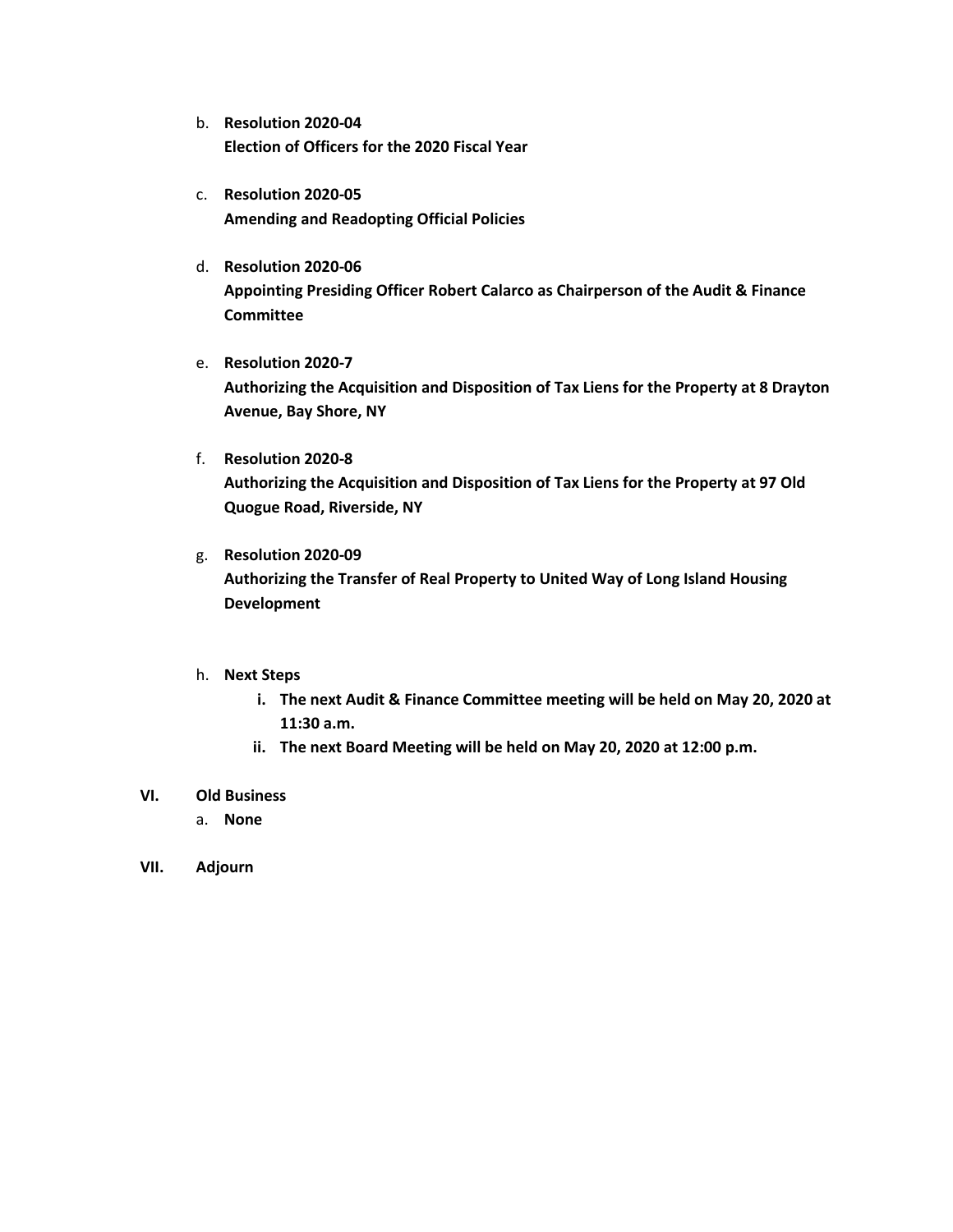b. **Resolution 2020-04**
   **Election of Officers for the 2020 Fiscal Year**

c. **Resolution 2020-05**
   **Amending and Readopting Official Policies**

d. **Resolution 2020-06**
   **Appointing Presiding Officer Robert Calarco as Chairperson of the Audit & Finance Committee**

e. **Resolution 2020-7**
   **Authorizing the Acquisition and Disposition of Tax Liens for the Property at 8 Drayton Avenue, Bay Shore, NY**

f. **Resolution 2020-8**
   **Authorizing the Acquisition and Disposition of Tax Liens for the Property at 97 Old Quogue Road, Riverside, NY**

g. **Resolution 2020-09**
   **Authorizing the Transfer of Real Property to United Way of Long Island Housing Development**

h. **Next Steps**
   - **i. The next Audit & Finance Committee meeting will be held on May 20, 2020 at 11:30 a.m.**
   - **ii. The next Board Meeting will be held on May 20, 2020 at 12:00 p.m.**

**VI. Old Business**

a. **None**

**VII. Adjourn**